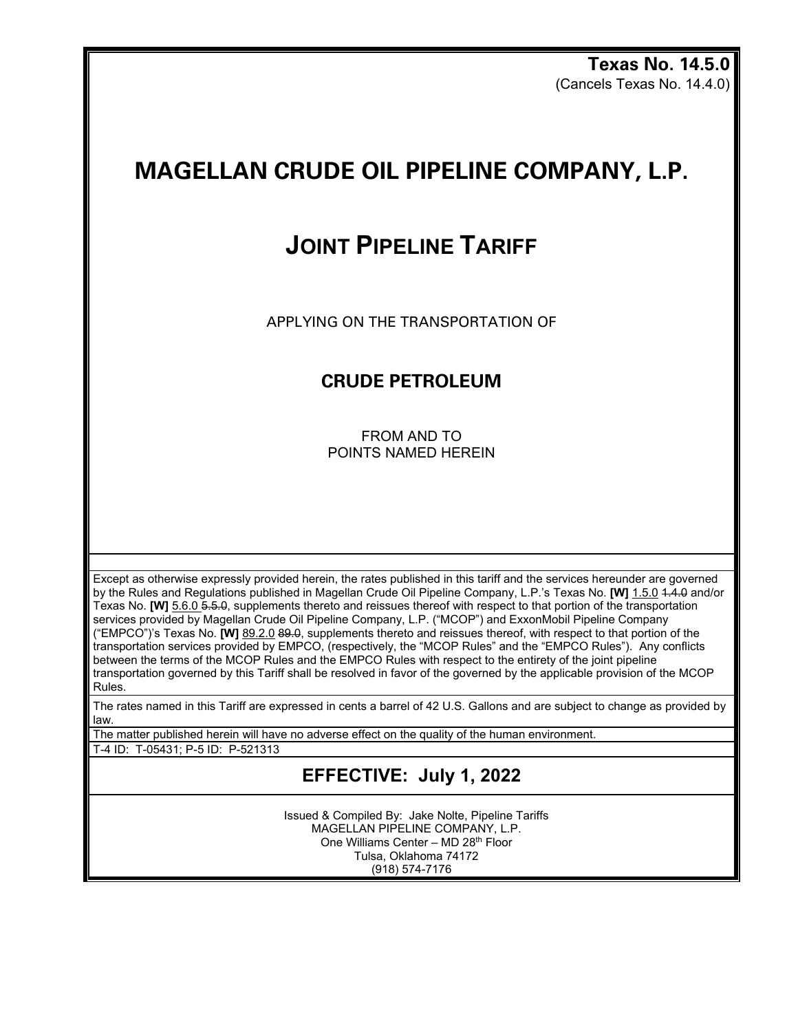**Texas No. 14.5.0**
(Cancels Texas No. 14.4.0)

# MAGELLAN CRUDE OIL PIPELINE COMPANY, L.P.

## JOINT PIPELINE TARIFF

APPLYING ON THE TRANSPORTATION OF

### CRUDE PETROLEUM

FROM AND TO
POINTS NAMED HEREIN

Except as otherwise expressly provided herein, the rates published in this tariff and the services hereunder are governed by the Rules and Regulations published in Magellan Crude Oil Pipeline Company, L.P.'s Texas No. **[W]** 1.5.0 ~~1.4.0~~ and/or Texas No. **[W]** 5.6.0 ~~5.5.0~~, supplements thereto and reissues thereof with respect to that portion of the transportation services provided by Magellan Crude Oil Pipeline Company, L.P. ("MCOP") and ExxonMobil Pipeline Company ("EMPCO")'s Texas No. **[W]** 89.2.0 ~~89.0~~, supplements thereto and reissues thereof, with respect to that portion of the transportation services provided by EMPCO, (respectively, the "MCOP Rules" and the "EMPCO Rules"). Any conflicts between the terms of the MCOP Rules and the EMPCO Rules with respect to the entirety of the joint pipeline transportation governed by this Tariff shall be resolved in favor of the governed by the applicable provision of the MCOP Rules.

The rates named in this Tariff are expressed in cents a barrel of 42 U.S. Gallons and are subject to change as provided by law.

The matter published herein will have no adverse effect on the quality of the human environment.

T-4 ID: T-05431; P-5 ID: P-521313

## EFFECTIVE: July 1, 2022

Issued & Compiled By: Jake Nolte, Pipeline Tariffs
MAGELLAN PIPELINE COMPANY, L.P.
One Williams Center – MD 28th Floor
Tulsa, Oklahoma 74172
(918) 574-7176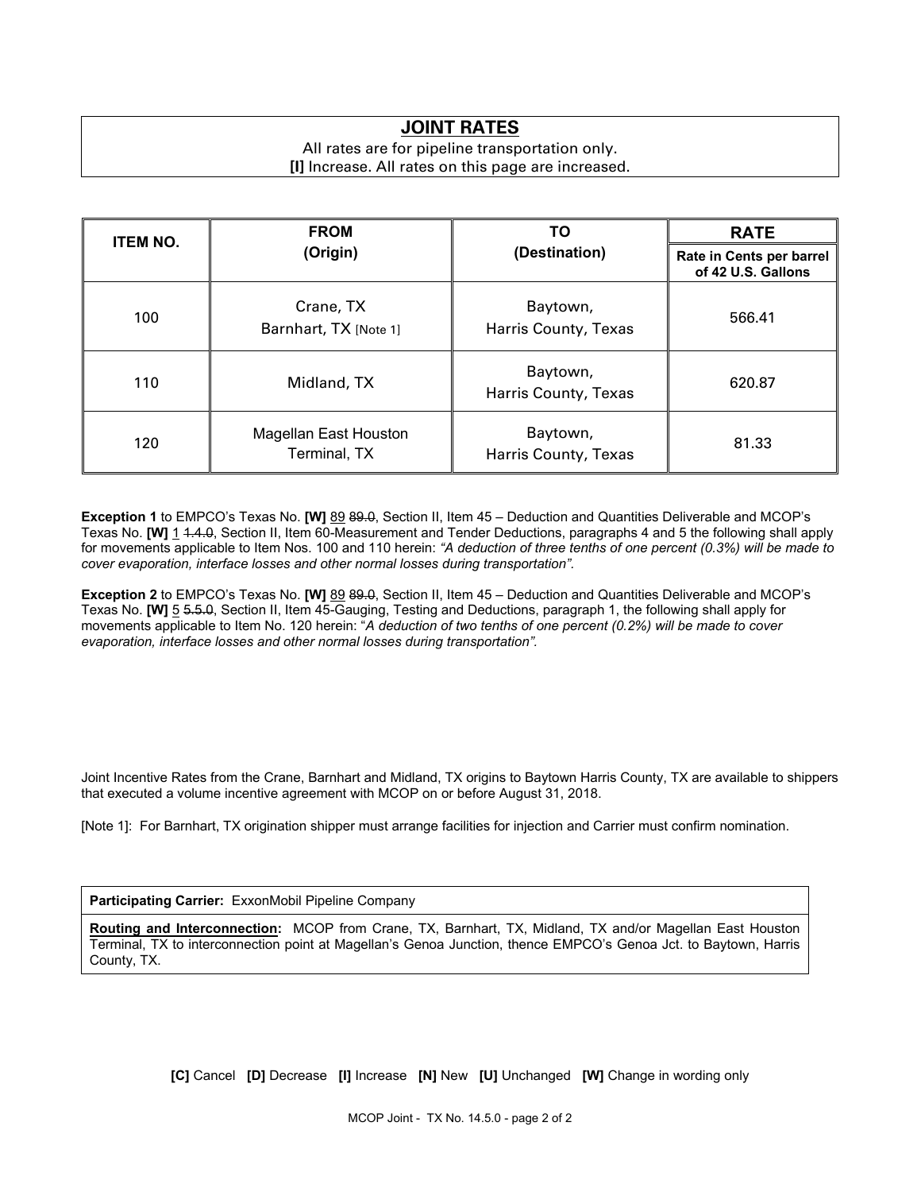## JOINT RATES

All rates are for pipeline transportation only.
**[I]** Increase. All rates on this page are increased.

| ITEM NO. | FROM (Origin) | TO (Destination) | RATE |
|---|---|---|---|
| | | | Rate in Cents per barrel of 42 U.S. Gallons |
| 100 | Crane, TX<br>Barnhart, TX [Note 1] | Baytown,<br>Harris County, Texas | 566.41 |
| 110 | Midland, TX | Baytown,<br>Harris County, Texas | 620.87 |
| 120 | Magellan East Houston Terminal, TX | Baytown,<br>Harris County, Texas | 81.33 |

**Exception 1** to EMPCO's Texas No. **[W]** 89 ~~89.0~~, Section II, Item 45 – Deduction and Quantities Deliverable and MCOP's Texas No. **[W]** 1 ~~1.4.0~~, Section II, Item 60-Measurement and Tender Deductions, paragraphs 4 and 5 the following shall apply for movements applicable to Item Nos. 100 and 110 herein: *"A deduction of three tenths of one percent (0.3%) will be made to cover evaporation, interface losses and other normal losses during transportation".*

**Exception 2** to EMPCO's Texas No. **[W]** 89 ~~89.0~~, Section II, Item 45 – Deduction and Quantities Deliverable and MCOP's Texas No. **[W]** 5 ~~5.5.0~~, Section II, Item 45-Gauging, Testing and Deductions, paragraph 1, the following shall apply for movements applicable to Item No. 120 herein: "*A deduction of two tenths of one percent (0.2%) will be made to cover evaporation, interface losses and other normal losses during transportation".*

Joint Incentive Rates from the Crane, Barnhart and Midland, TX origins to Baytown Harris County, TX are available to shippers that executed a volume incentive agreement with MCOP on or before August 31, 2018.

[Note 1]: For Barnhart, TX origination shipper must arrange facilities for injection and Carrier must confirm nomination.

**Participating Carrier:** ExxonMobil Pipeline Company

**Routing and Interconnection:** MCOP from Crane, TX, Barnhart, TX, Midland, TX and/or Magellan East Houston Terminal, TX to interconnection point at Magellan's Genoa Junction, thence EMPCO's Genoa Jct. to Baytown, Harris County, TX.

**[C]** Cancel **[D]** Decrease **[I]** Increase **[N]** New **[U]** Unchanged **[W]** Change in wording only

MCOP Joint - TX No. 14.5.0